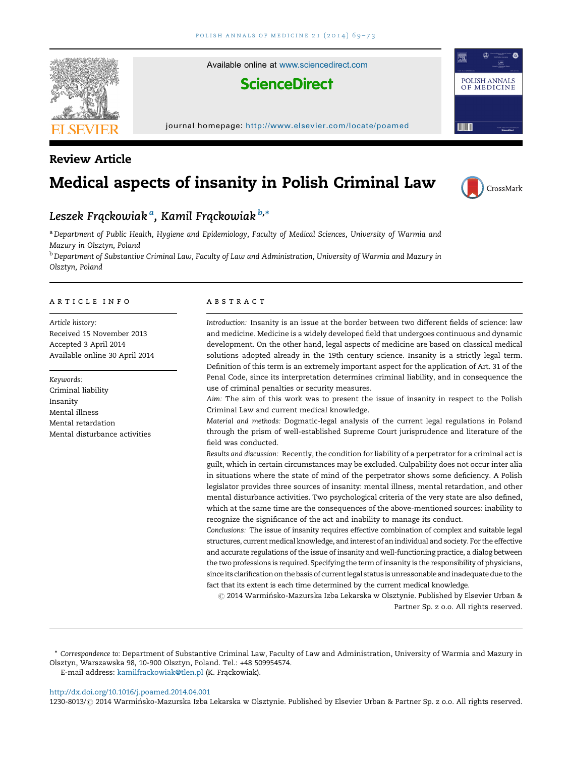Review Article

# Medical aspects of insanity in Polish Criminal Law

Leszek Frąckowiak [a], Kamil Frąckowiak [b,*]

[a] Department of Public Health, Hygiene and Epidemiology, Faculty of Medical Sciences, University of Warmia and Mazury in Olsztyn, Poland

[b] Department of Substantive Criminal Law, Faculty of Law and Administration, University of Warmia and Mazury in Olsztyn, Poland

## ARTICLE INFO

*Article history:*
Received 15 November 2013
Accepted 3 April 2014
Available online 30 April 2014

*Keywords:*
Criminal liability
Insanity
Mental illness
Mental retardation
Mental disturbance activities

## ABSTRACT

*Introduction:* Insanity is an issue at the border between two different fields of science: law and medicine. Medicine is a widely developed field that undergoes continuous and dynamic development. On the other hand, legal aspects of medicine are based on classical medical solutions adopted already in the 19th century science. Insanity is a strictly legal term. Definition of this term is an extremely important aspect for the application of Art. 31 of the Penal Code, since its interpretation determines criminal liability, and in consequence the use of criminal penalties or security measures.

*Aim:* The aim of this work was to present the issue of insanity in respect to the Polish Criminal Law and current medical knowledge.

*Material and methods:* Dogmatic-legal analysis of the current legal regulations in Poland through the prism of well-established Supreme Court jurisprudence and literature of the field was conducted.

*Results and discussion:* Recently, the condition for liability of a perpetrator for a criminal act is guilt, which in certain circumstances may be excluded. Culpability does not occur inter alia in situations where the state of mind of the perpetrator shows some deficiency. A Polish legislator provides three sources of insanity: mental illness, mental retardation, and other mental disturbance activities. Two psychological criteria of the very state are also defined, which at the same time are the consequences of the above-mentioned sources: inability to recognize the significance of the act and inability to manage its conduct.

*Conclusions:* The issue of insanity requires effective combination of complex and suitable legal structures, current medical knowledge, and interest of an individual and society. For the effective and accurate regulations of the issue of insanity and well-functioning practice, a dialog between the two professions is required. Specifying the term of insanity is the responsibility of physicians, since its clarification on the basis of current legal status is unreasonable and inadequate due to the fact that its extent is each time determined by the current medical knowledge.

© 2014 Warmińsko-Mazurska Izba Lekarska w Olsztynie. Published by Elsevier Urban & Partner Sp. z o.o. All rights reserved.

---

\* *Correspondence to:* Department of Substantive Criminal Law, Faculty of Law and Administration, University of Warmia and Mazury in Olsztyn, Warszawska 98, 10-900 Olsztyn, Poland. Tel.: +48 509954574.
E-mail address: kamilfrackowiak@tlen.pl (K. Frąckowiak).

http://dx.doi.org/10.1016/j.poamed.2014.04.001
1230-8013/© 2014 Warmińsko-Mazurska Izba Lekarska w Olsztynie. Published by Elsevier Urban & Partner Sp. z o.o. All rights reserved.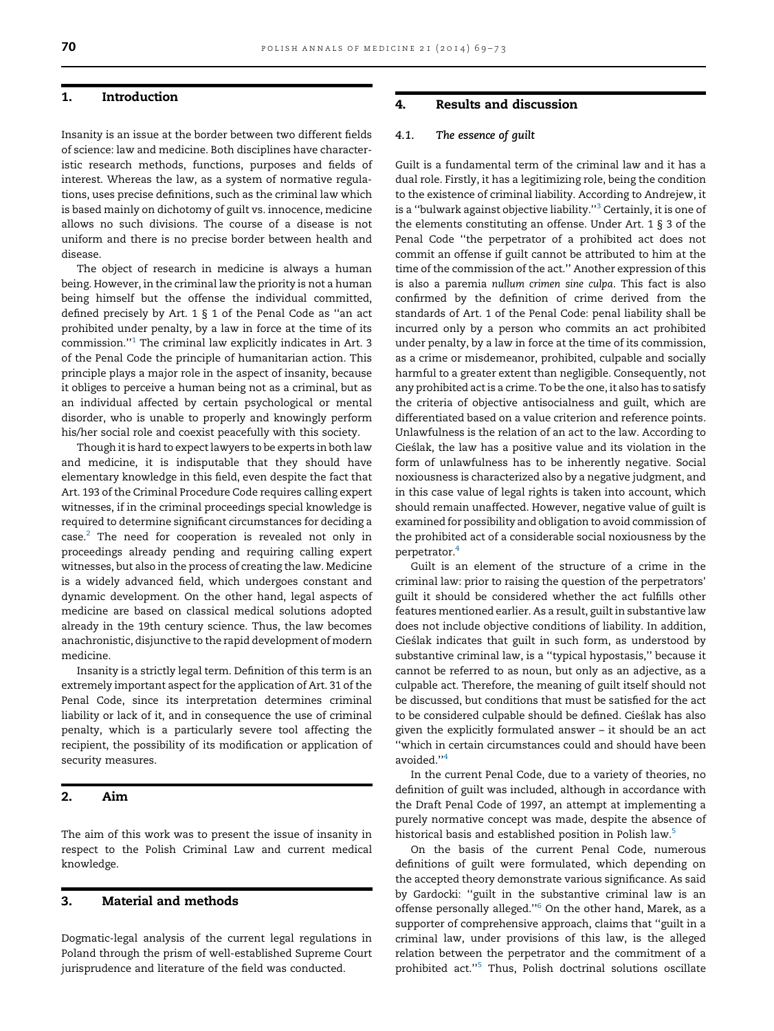## 1. Introduction

Insanity is an issue at the border between two different fields of science: law and medicine. Both disciplines have characteristic research methods, functions, purposes and fields of interest. Whereas the law, as a system of normative regulations, uses precise definitions, such as the criminal law which is based mainly on dichotomy of guilt vs. innocence, medicine allows no such divisions. The course of a disease is not uniform and there is no precise border between health and disease.

The object of research in medicine is always a human being. However, in the criminal law the priority is not a human being himself but the offense the individual committed, defined precisely by Art. 1 § 1 of the Penal Code as ''an act prohibited under penalty, by a law in force at the time of its commission.''[1] The criminal law explicitly indicates in Art. 3 of the Penal Code the principle of humanitarian action. This principle plays a major role in the aspect of insanity, because it obliges to perceive a human being not as a criminal, but as an individual affected by certain psychological or mental disorder, who is unable to properly and knowingly perform his/her social role and coexist peacefully with this society.

Though it is hard to expect lawyers to be experts in both law and medicine, it is indisputable that they should have elementary knowledge in this field, even despite the fact that Art. 193 of the Criminal Procedure Code requires calling expert witnesses, if in the criminal proceedings special knowledge is required to determine significant circumstances for deciding a case.[2] The need for cooperation is revealed not only in proceedings already pending and requiring calling expert witnesses, but also in the process of creating the law. Medicine is a widely advanced field, which undergoes constant and dynamic development. On the other hand, legal aspects of medicine are based on classical medical solutions adopted already in the 19th century science. Thus, the law becomes anachronistic, disjunctive to the rapid development of modern medicine.

Insanity is a strictly legal term. Definition of this term is an extremely important aspect for the application of Art. 31 of the Penal Code, since its interpretation determines criminal liability or lack of it, and in consequence the use of criminal penalty, which is a particularly severe tool affecting the recipient, the possibility of its modification or application of security measures.

## 2. Aim

The aim of this work was to present the issue of insanity in respect to the Polish Criminal Law and current medical knowledge.

## 3. Material and methods

Dogmatic-legal analysis of the current legal regulations in Poland through the prism of well-established Supreme Court jurisprudence and literature of the field was conducted.

## 4. Results and discussion

### 4.1. *The essence of guilt*

Guilt is a fundamental term of the criminal law and it has a dual role. Firstly, it has a legitimizing role, being the condition to the existence of criminal liability. According to Andrejew, it is a ''bulwark against objective liability.''[3] Certainly, it is one of the elements constituting an offense. Under Art. 1 § 3 of the Penal Code ''the perpetrator of a prohibited act does not commit an offense if guilt cannot be attributed to him at the time of the commission of the act.'' Another expression of this is also a paremia *nullum crimen sine culpa*. This fact is also confirmed by the definition of crime derived from the standards of Art. 1 of the Penal Code: penal liability shall be incurred only by a person who commits an act prohibited under penalty, by a law in force at the time of its commission, as a crime or misdemeanor, prohibited, culpable and socially harmful to a greater extent than negligible. Consequently, not any prohibited act is a crime. To be the one, it also has to satisfy the criteria of objective antisocialness and guilt, which are differentiated based on a value criterion and reference points. Unlawfulness is the relation of an act to the law. According to Cieślak, the law has a positive value and its violation in the form of unlawfulness has to be inherently negative. Social noxiousness is characterized also by a negative judgment, and in this case value of legal rights is taken into account, which should remain unaffected. However, negative value of guilt is examined for possibility and obligation to avoid commission of the prohibited act of a considerable social noxiousness by the perpetrator.[4]

Guilt is an element of the structure of a crime in the criminal law: prior to raising the question of the perpetrators' guilt it should be considered whether the act fulfills other features mentioned earlier. As a result, guilt in substantive law does not include objective conditions of liability. In addition, Cieślak indicates that guilt in such form, as understood by substantive criminal law, is a ''typical hypostasis,'' because it cannot be referred to as noun, but only as an adjective, as a culpable act. Therefore, the meaning of guilt itself should not be discussed, but conditions that must be satisfied for the act to be considered culpable should be defined. Cieślak has also given the explicitly formulated answer – it should be an act ''which in certain circumstances could and should have been avoided.''[4]

In the current Penal Code, due to a variety of theories, no definition of guilt was included, although in accordance with the Draft Penal Code of 1997, an attempt at implementing a purely normative concept was made, despite the absence of historical basis and established position in Polish law.[5]

On the basis of the current Penal Code, numerous definitions of guilt were formulated, which depending on the accepted theory demonstrate various significance. As said by Gardocki: ''guilt in the substantive criminal law is an offense personally alleged.''[6] On the other hand, Marek, as a supporter of comprehensive approach, claims that ''guilt in a criminal law, under provisions of this law, is the alleged relation between the perpetrator and the commitment of a prohibited act.''[5] Thus, Polish doctrinal solutions oscillate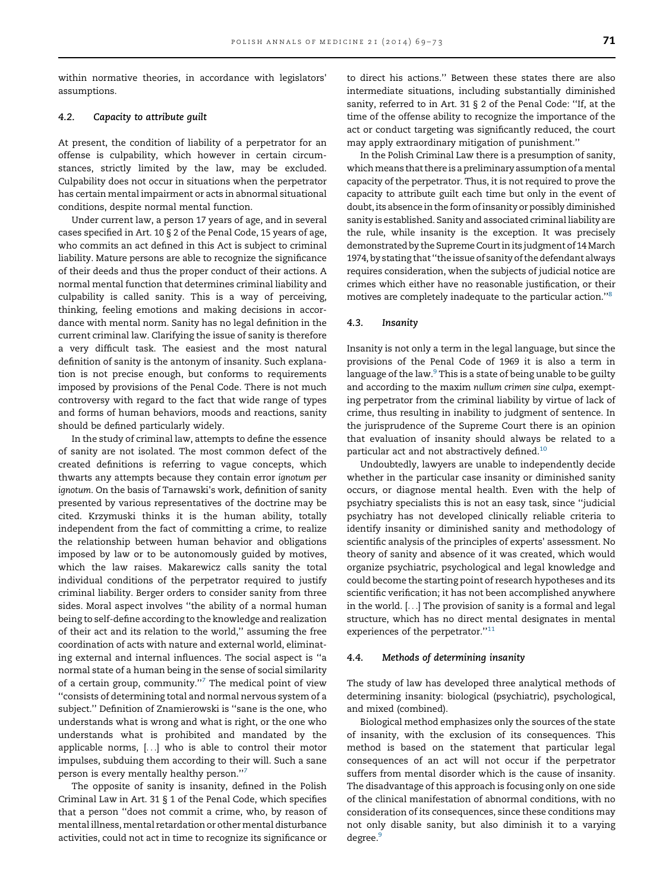within normative theories, in accordance with legislators' assumptions.

### 4.2. *Capacity to attribute guilt*

At present, the condition of liability of a perpetrator for an offense is culpability, which however in certain circumstances, strictly limited by the law, may be excluded. Culpability does not occur in situations when the perpetrator has certain mental impairment or acts in abnormal situational conditions, despite normal mental function.

Under current law, a person 17 years of age, and in several cases specified in Art. 10 § 2 of the Penal Code, 15 years of age, who commits an act defined in this Act is subject to criminal liability. Mature persons are able to recognize the significance of their deeds and thus the proper conduct of their actions. A normal mental function that determines criminal liability and culpability is called sanity. This is a way of perceiving, thinking, feeling emotions and making decisions in accordance with mental norm. Sanity has no legal definition in the current criminal law. Clarifying the issue of sanity is therefore a very difficult task. The easiest and the most natural definition of sanity is the antonym of insanity. Such explanation is not precise enough, but conforms to requirements imposed by provisions of the Penal Code. There is not much controversy with regard to the fact that wide range of types and forms of human behaviors, moods and reactions, sanity should be defined particularly widely.

In the study of criminal law, attempts to define the essence of sanity are not isolated. The most common defect of the created definitions is referring to vague concepts, which thwarts any attempts because they contain error *ignotum per ignotum*. On the basis of Tarnawski's work, definition of sanity presented by various representatives of the doctrine may be cited. Krzymuski thinks it is the human ability, totally independent from the fact of committing a crime, to realize the relationship between human behavior and obligations imposed by law or to be autonomously guided by motives, which the law raises. Makarewicz calls sanity the total individual conditions of the perpetrator required to justify criminal liability. Berger orders to consider sanity from three sides. Moral aspect involves "the ability of a normal human being to self-define according to the knowledge and realization of their act and its relation to the world," assuming the free coordination of acts with nature and external world, eliminating external and internal influences. The social aspect is "a normal state of a human being in the sense of social similarity of a certain group, community."[7] The medical point of view "consists of determining total and normal nervous system of a subject." Definition of Znamierowski is "sane is the one, who understands what is wrong and what is right, or the one who understands what is prohibited and mandated by the applicable norms, [...] who is able to control their motor impulses, subduing them according to their will. Such a sane person is every mentally healthy person."[7]

The opposite of sanity is insanity, defined in the Polish Criminal Law in Art. 31 § 1 of the Penal Code, which specifies that a person "does not commit a crime, who, by reason of mental illness, mental retardation or other mental disturbance activities, could not act in time to recognize its significance or to direct his actions." Between these states there are also intermediate situations, including substantially diminished sanity, referred to in Art. 31 § 2 of the Penal Code: "If, at the time of the offense ability to recognize the importance of the act or conduct targeting was significantly reduced, the court may apply extraordinary mitigation of punishment."

In the Polish Criminal Law there is a presumption of sanity, which means that there is a preliminary assumption of a mental capacity of the perpetrator. Thus, it is not required to prove the capacity to attribute guilt each time but only in the event of doubt, its absence in the form of insanity or possibly diminished sanity is established. Sanity and associated criminal liability are the rule, while insanity is the exception. It was precisely demonstrated by the Supreme Court in its judgment of 14 March 1974, by stating that "the issue of sanity of the defendant always requires consideration, when the subjects of judicial notice are crimes which either have no reasonable justification, or their motives are completely inadequate to the particular action."[8]

### 4.3. *Insanity*

Insanity is not only a term in the legal language, but since the provisions of the Penal Code of 1969 it is also a term in language of the law.[9] This is a state of being unable to be guilty and according to the maxim *nullum crimen sine culpa*, exempting perpetrator from the criminal liability by virtue of lack of crime, thus resulting in inability to judgment of sentence. In the jurisprudence of the Supreme Court there is an opinion that evaluation of insanity should always be related to a particular act and not abstractively defined.[10]

Undoubtedly, lawyers are unable to independently decide whether in the particular case insanity or diminished sanity occurs, or diagnose mental health. Even with the help of psychiatry specialists this is not an easy task, since "judicial psychiatry has not developed clinically reliable criteria to identify insanity or diminished sanity and methodology of scientific analysis of the principles of experts' assessment. No theory of sanity and absence of it was created, which would organize psychiatric, psychological and legal knowledge and could become the starting point of research hypotheses and its scientific verification; it has not been accomplished anywhere in the world. [...] The provision of sanity is a formal and legal structure, which has no direct mental designates in mental experiences of the perpetrator."[11]

### 4.4. *Methods of determining insanity*

The study of law has developed three analytical methods of determining insanity: biological (psychiatric), psychological, and mixed (combined).

Biological method emphasizes only the sources of the state of insanity, with the exclusion of its consequences. This method is based on the statement that particular legal consequences of an act will not occur if the perpetrator suffers from mental disorder which is the cause of insanity. The disadvantage of this approach is focusing only on one side of the clinical manifestation of abnormal conditions, with no consideration of its consequences, since these conditions may not only disable sanity, but also diminish it to a varying degree.[9]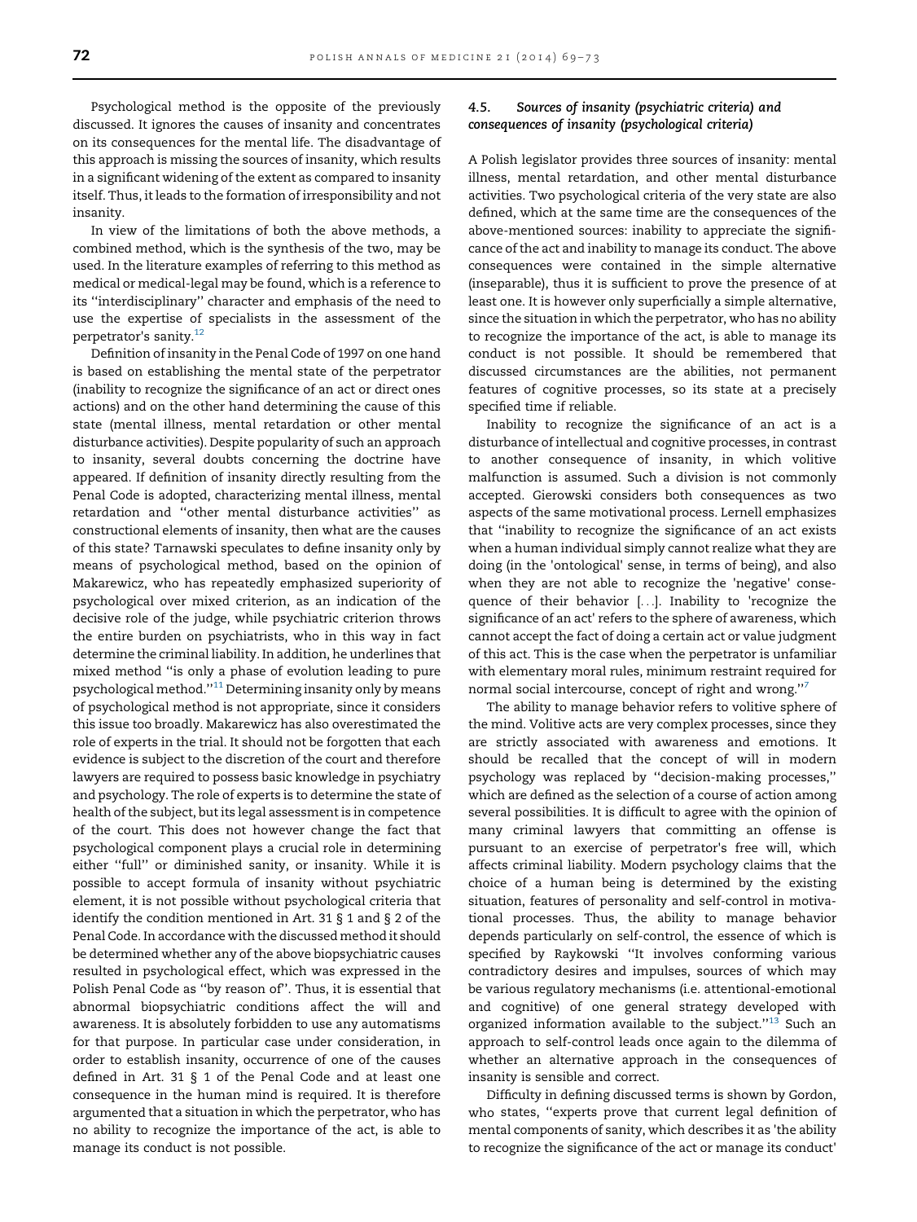Psychological method is the opposite of the previously discussed. It ignores the causes of insanity and concentrates on its consequences for the mental life. The disadvantage of this approach is missing the sources of insanity, which results in a significant widening of the extent as compared to insanity itself. Thus, it leads to the formation of irresponsibility and not insanity.

In view of the limitations of both the above methods, a combined method, which is the synthesis of the two, may be used. In the literature examples of referring to this method as medical or medical-legal may be found, which is a reference to its "interdisciplinary" character and emphasis of the need to use the expertise of specialists in the assessment of the perpetrator's sanity.[12]

Definition of insanity in the Penal Code of 1997 on one hand is based on establishing the mental state of the perpetrator (inability to recognize the significance of an act or direct ones actions) and on the other hand determining the cause of this state (mental illness, mental retardation or other mental disturbance activities). Despite popularity of such an approach to insanity, several doubts concerning the doctrine have appeared. If definition of insanity directly resulting from the Penal Code is adopted, characterizing mental illness, mental retardation and "other mental disturbance activities" as constructional elements of insanity, then what are the causes of this state? Tarnawski speculates to define insanity only by means of psychological method, based on the opinion of Makarewicz, who has repeatedly emphasized superiority of psychological over mixed criterion, as an indication of the decisive role of the judge, while psychiatric criterion throws the entire burden on psychiatrists, who in this way in fact determine the criminal liability. In addition, he underlines that mixed method "is only a phase of evolution leading to pure psychological method."[11] Determining insanity only by means of psychological method is not appropriate, since it considers this issue too broadly. Makarewicz has also overestimated the role of experts in the trial. It should not be forgotten that each evidence is subject to the discretion of the court and therefore lawyers are required to possess basic knowledge in psychiatry and psychology. The role of experts is to determine the state of health of the subject, but its legal assessment is in competence of the court. This does not however change the fact that psychological component plays a crucial role in determining either "full" or diminished sanity, or insanity. While it is possible to accept formula of insanity without psychiatric element, it is not possible without psychological criteria that identify the condition mentioned in Art. 31 § 1 and § 2 of the Penal Code. In accordance with the discussed method it should be determined whether any of the above biopsychiatric causes resulted in psychological effect, which was expressed in the Polish Penal Code as "by reason of". Thus, it is essential that abnormal biopsychiatric conditions affect the will and awareness. It is absolutely forbidden to use any automatisms for that purpose. In particular case under consideration, in order to establish insanity, occurrence of one of the causes defined in Art. 31 § 1 of the Penal Code and at least one consequence in the human mind is required. It is therefore argumented that a situation in which the perpetrator, who has no ability to recognize the importance of the act, is able to manage its conduct is not possible.

### 4.5. *Sources of insanity (psychiatric criteria) and consequences of insanity (psychological criteria)*

A Polish legislator provides three sources of insanity: mental illness, mental retardation, and other mental disturbance activities. Two psychological criteria of the very state are also defined, which at the same time are the consequences of the above-mentioned sources: inability to appreciate the significance of the act and inability to manage its conduct. The above consequences were contained in the simple alternative (inseparable), thus it is sufficient to prove the presence of at least one. It is however only superficially a simple alternative, since the situation in which the perpetrator, who has no ability to recognize the importance of the act, is able to manage its conduct is not possible. It should be remembered that discussed circumstances are the abilities, not permanent features of cognitive processes, so its state at a precisely specified time if reliable.

Inability to recognize the significance of an act is a disturbance of intellectual and cognitive processes, in contrast to another consequence of insanity, in which volitive malfunction is assumed. Such a division is not commonly accepted. Gierowski considers both consequences as two aspects of the same motivational process. Lernell emphasizes that "inability to recognize the significance of an act exists when a human individual simply cannot realize what they are doing (in the 'ontological' sense, in terms of being), and also when they are not able to recognize the 'negative' consequence of their behavior [...]. Inability to 'recognize the significance of an act' refers to the sphere of awareness, which cannot accept the fact of doing a certain act or value judgment of this act. This is the case when the perpetrator is unfamiliar with elementary moral rules, minimum restraint required for normal social intercourse, concept of right and wrong."[7]

The ability to manage behavior refers to volitive sphere of the mind. Volitive acts are very complex processes, since they are strictly associated with awareness and emotions. It should be recalled that the concept of will in modern psychology was replaced by "decision-making processes," which are defined as the selection of a course of action among several possibilities. It is difficult to agree with the opinion of many criminal lawyers that committing an offense is pursuant to an exercise of perpetrator's free will, which affects criminal liability. Modern psychology claims that the choice of a human being is determined by the existing situation, features of personality and self-control in motivational processes. Thus, the ability to manage behavior depends particularly on self-control, the essence of which is specified by Raykowski "It involves conforming various contradictory desires and impulses, sources of which may be various regulatory mechanisms (i.e. attentional-emotional and cognitive) of one general strategy developed with organized information available to the subject."[13] Such an approach to self-control leads once again to the dilemma of whether an alternative approach in the consequences of insanity is sensible and correct.

Difficulty in defining discussed terms is shown by Gordon, who states, "experts prove that current legal definition of mental components of sanity, which describes it as 'the ability to recognize the significance of the act or manage its conduct'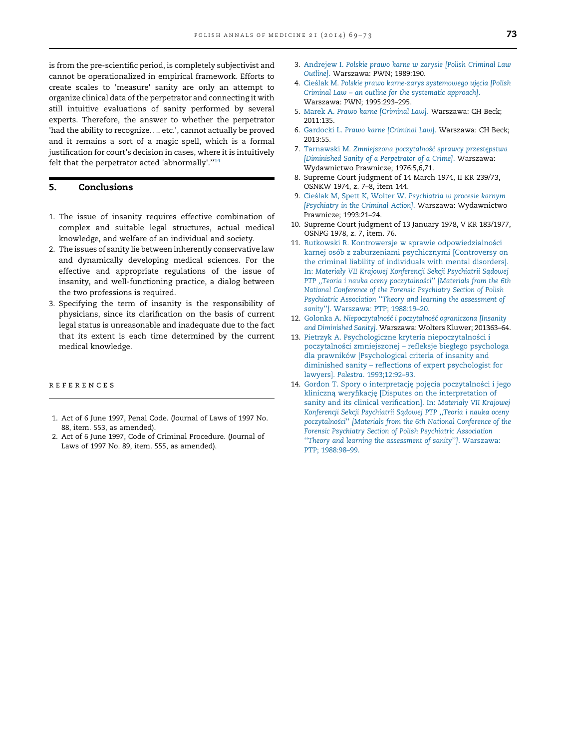is from the pre-scientific period, is completely subjectivist and cannot be operationalized in empirical framework. Efforts to create scales to 'measure' sanity are only an attempt to organize clinical data of the perpetrator and connecting it with still intuitive evaluations of sanity performed by several experts. Therefore, the answer to whether the perpetrator 'had the ability to recognize. . .. etc.', cannot actually be proved and it remains a sort of a magic spell, which is a formal justification for court's decision in cases, where it is intuitively felt that the perpetrator acted 'abnormally'.''[14]

## 5. Conclusions

1. The issue of insanity requires effective combination of complex and suitable legal structures, actual medical knowledge, and welfare of an individual and society.
2. The issues of sanity lie between inherently conservative law and dynamically developing medical sciences. For the effective and appropriate regulations of the issue of insanity, and well-functioning practice, a dialog between the two professions is required.
3. Specifying the term of insanity is the responsibility of physicians, since its clarification on the basis of current legal status is unreasonable and inadequate due to the fact that its extent is each time determined by the current medical knowledge.

## REFERENCES

1. Act of 6 June 1997, Penal Code. (Journal of Laws of 1997 No. 88, item. 553, as amended).
2. Act of 6 June 1997, Code of Criminal Procedure. (Journal of Laws of 1997 No. 89, item. 555, as amended).
3. Andrejew I. *Polskie prawo karne w zarysie [Polish Criminal Law Outline].* Warszawa: PWN; 1989:190.
4. Cieślak M. *Polskie prawo karne-zarys systemowego ujęcia [Polish Criminal Law – an outline for the systematic approach].* Warszawa: PWN; 1995:293–295.
5. Marek A. *Prawo karne [Criminal Law].* Warszawa: CH Beck; 2011:135.
6. Gardocki L. *Prawo karne [Criminal Law].* Warszawa: CH Beck; 2013:55.
7. Tarnawski M. *Zmniejszona poczytalność sprawcy przestępstwa [Diminished Sanity of a Perpetrator of a Crime].* Warszawa: Wydawnictwo Prawnicze; 1976:5,6,71.
8. Supreme Court judgment of 14 March 1974, II KR 239/73, OSNKW 1974, z. 7–8, item 144.
9. Cieślak M, Spett K, Wolter W. *Psychiatria w procesie karnym [Psychiatry in the Criminal Action].* Warszawa: Wydawnictwo Prawnicze; 1993:21–24.
10. Supreme Court judgment of 13 January 1978, V KR 183/1977, OSNPG 1978, z. 7, item. 76.
11. Rutkowski R. Kontrowersje w sprawie odpowiedzialności karnej osób z zaburzeniami psychicznymi [Controversy on the criminal liability of individuals with mental disorders]. In: *Materiały VII Krajowej Konferencji Sekcji Psychiatrii Sądowej PTP ,,Teoria i nauka oceny poczytalności'' [Materials from the 6th National Conference of the Forensic Psychiatry Section of Polish Psychiatric Association ''Theory and learning the assessment of sanity''].* Warszawa: PTP; 1988:19–20.
12. Golonka A. *Niepoczytalność i poczytalność ograniczona [Insanity and Diminished Sanity].* Warszawa: Wolters Kluwer; 201363–64.
13. Pietrzyk A. Psychologiczne kryteria niepoczytalności i poczytalności zmniejszonej – refleksje biegłego psychologa dla prawników [Psychological criteria of insanity and diminished sanity – reflections of expert psychologist for lawyers]. *Palestra.* 1993;12:92–93.
14. Gordon T. Spory o interpretację pojęcia poczytalności i jego kliniczną weryfikację [Disputes on the interpretation of sanity and its clinical verification]. In: *Materiały VII Krajowej Konferencji Sekcji Psychiatrii Sądowej PTP ,,Teoria i nauka oceny poczytalności'' [Materials from the 6th National Conference of the Forensic Psychiatry Section of Polish Psychiatric Association ''Theory and learning the assessment of sanity''].* Warszawa: PTP; 1988:98–99.